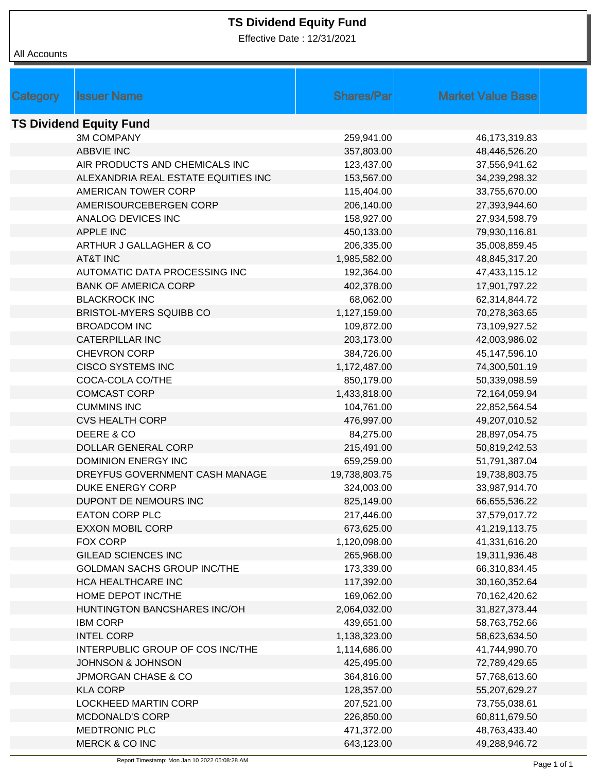# TS Dividend Equity Fund

Effective Date : 12/31/2021

All Accounts

| Category | Issuer Name | Shares/Par | Market Value Base |
|---|---|---|---|
| **TS Dividend Equity Fund** | | | |
| | 3M COMPANY | 259,941.00 | 46,173,319.83 |
| | ABBVIE INC | 357,803.00 | 48,446,526.20 |
| | AIR PRODUCTS AND CHEMICALS INC | 123,437.00 | 37,556,941.62 |
| | ALEXANDRIA REAL ESTATE EQUITIES INC | 153,567.00 | 34,239,298.32 |
| | AMERICAN TOWER CORP | 115,404.00 | 33,755,670.00 |
| | AMERISOURCEBERGEN CORP | 206,140.00 | 27,393,944.60 |
| | ANALOG DEVICES INC | 158,927.00 | 27,934,598.79 |
| | APPLE INC | 450,133.00 | 79,930,116.81 |
| | ARTHUR J GALLAGHER & CO | 206,335.00 | 35,008,859.45 |
| | AT&T INC | 1,985,582.00 | 48,845,317.20 |
| | AUTOMATIC DATA PROCESSING INC | 192,364.00 | 47,433,115.12 |
| | BANK OF AMERICA CORP | 402,378.00 | 17,901,797.22 |
| | BLACKROCK INC | 68,062.00 | 62,314,844.72 |
| | BRISTOL-MYERS SQUIBB CO | 1,127,159.00 | 70,278,363.65 |
| | BROADCOM INC | 109,872.00 | 73,109,927.52 |
| | CATERPILLAR INC | 203,173.00 | 42,003,986.02 |
| | CHEVRON CORP | 384,726.00 | 45,147,596.10 |
| | CISCO SYSTEMS INC | 1,172,487.00 | 74,300,501.19 |
| | COCA-COLA CO/THE | 850,179.00 | 50,339,098.59 |
| | COMCAST CORP | 1,433,818.00 | 72,164,059.94 |
| | CUMMINS INC | 104,761.00 | 22,852,564.54 |
| | CVS HEALTH CORP | 476,997.00 | 49,207,010.52 |
| | DEERE & CO | 84,275.00 | 28,897,054.75 |
| | DOLLAR GENERAL CORP | 215,491.00 | 50,819,242.53 |
| | DOMINION ENERGY INC | 659,259.00 | 51,791,387.04 |
| | DREYFUS GOVERNMENT CASH MANAGE | 19,738,803.75 | 19,738,803.75 |
| | DUKE ENERGY CORP | 324,003.00 | 33,987,914.70 |
| | DUPONT DE NEMOURS INC | 825,149.00 | 66,655,536.22 |
| | EATON CORP PLC | 217,446.00 | 37,579,017.72 |
| | EXXON MOBIL CORP | 673,625.00 | 41,219,113.75 |
| | FOX CORP | 1,120,098.00 | 41,331,616.20 |
| | GILEAD SCIENCES INC | 265,968.00 | 19,311,936.48 |
| | GOLDMAN SACHS GROUP INC/THE | 173,339.00 | 66,310,834.45 |
| | HCA HEALTHCARE INC | 117,392.00 | 30,160,352.64 |
| | HOME DEPOT INC/THE | 169,062.00 | 70,162,420.62 |
| | HUNTINGTON BANCSHARES INC/OH | 2,064,032.00 | 31,827,373.44 |
| | IBM CORP | 439,651.00 | 58,763,752.66 |
| | INTEL CORP | 1,138,323.00 | 58,623,634.50 |
| | INTERPUBLIC GROUP OF COS INC/THE | 1,114,686.00 | 41,744,990.70 |
| | JOHNSON & JOHNSON | 425,495.00 | 72,789,429.65 |
| | JPMORGAN CHASE & CO | 364,816.00 | 57,768,613.60 |
| | KLA CORP | 128,357.00 | 55,207,629.27 |
| | LOCKHEED MARTIN CORP | 207,521.00 | 73,755,038.61 |
| | MCDONALD'S CORP | 226,850.00 | 60,811,679.50 |
| | MEDTRONIC PLC | 471,372.00 | 48,763,433.40 |
| | MERCK & CO INC | 643,123.00 | 49,288,946.72 |

Report Timestamp: Mon Jan 10 2022 05:08:28 AM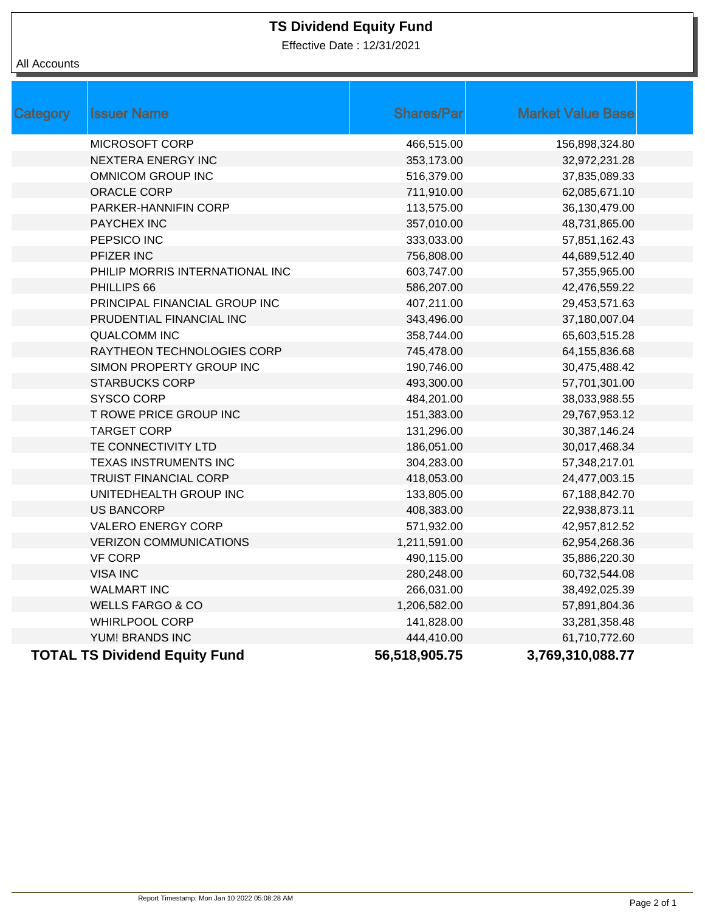# TS Dividend Equity Fund

Effective Date : 12/31/2021

All Accounts

| Category | Issuer Name | Shares/Par | Market Value Base |
|---|---|---|---|
| | MICROSOFT CORP | 466,515.00 | 156,898,324.80 |
| | NEXTERA ENERGY INC | 353,173.00 | 32,972,231.28 |
| | OMNICOM GROUP INC | 516,379.00 | 37,835,089.33 |
| | ORACLE CORP | 711,910.00 | 62,085,671.10 |
| | PARKER-HANNIFIN CORP | 113,575.00 | 36,130,479.00 |
| | PAYCHEX INC | 357,010.00 | 48,731,865.00 |
| | PEPSICO INC | 333,033.00 | 57,851,162.43 |
| | PFIZER INC | 756,808.00 | 44,689,512.40 |
| | PHILIP MORRIS INTERNATIONAL INC | 603,747.00 | 57,355,965.00 |
| | PHILLIPS 66 | 586,207.00 | 42,476,559.22 |
| | PRINCIPAL FINANCIAL GROUP INC | 407,211.00 | 29,453,571.63 |
| | PRUDENTIAL FINANCIAL INC | 343,496.00 | 37,180,007.04 |
| | QUALCOMM INC | 358,744.00 | 65,603,515.28 |
| | RAYTHEON TECHNOLOGIES CORP | 745,478.00 | 64,155,836.68 |
| | SIMON PROPERTY GROUP INC | 190,746.00 | 30,475,488.42 |
| | STARBUCKS CORP | 493,300.00 | 57,701,301.00 |
| | SYSCO CORP | 484,201.00 | 38,033,988.55 |
| | T ROWE PRICE GROUP INC | 151,383.00 | 29,767,953.12 |
| | TARGET CORP | 131,296.00 | 30,387,146.24 |
| | TE CONNECTIVITY LTD | 186,051.00 | 30,017,468.34 |
| | TEXAS INSTRUMENTS INC | 304,283.00 | 57,348,217.01 |
| | TRUIST FINANCIAL CORP | 418,053.00 | 24,477,003.15 |
| | UNITEDHEALTH GROUP INC | 133,805.00 | 67,188,842.70 |
| | US BANCORP | 408,383.00 | 22,938,873.11 |
| | VALERO ENERGY CORP | 571,932.00 | 42,957,812.52 |
| | VERIZON COMMUNICATIONS | 1,211,591.00 | 62,954,268.36 |
| | VF CORP | 490,115.00 | 35,886,220.30 |
| | VISA INC | 280,248.00 | 60,732,544.08 |
| | WALMART INC | 266,031.00 | 38,492,025.39 |
| | WELLS FARGO & CO | 1,206,582.00 | 57,891,804.36 |
| | WHIRLPOOL CORP | 141,828.00 | 33,281,358.48 |
| | YUM! BRANDS INC | 444,410.00 | 61,710,772.60 |
| **TOTAL TS Dividend Equity Fund** | | **56,518,905.75** | **3,769,310,088.77** |

Report Timestamp: Mon Jan 10 2022 05:08:28 AM